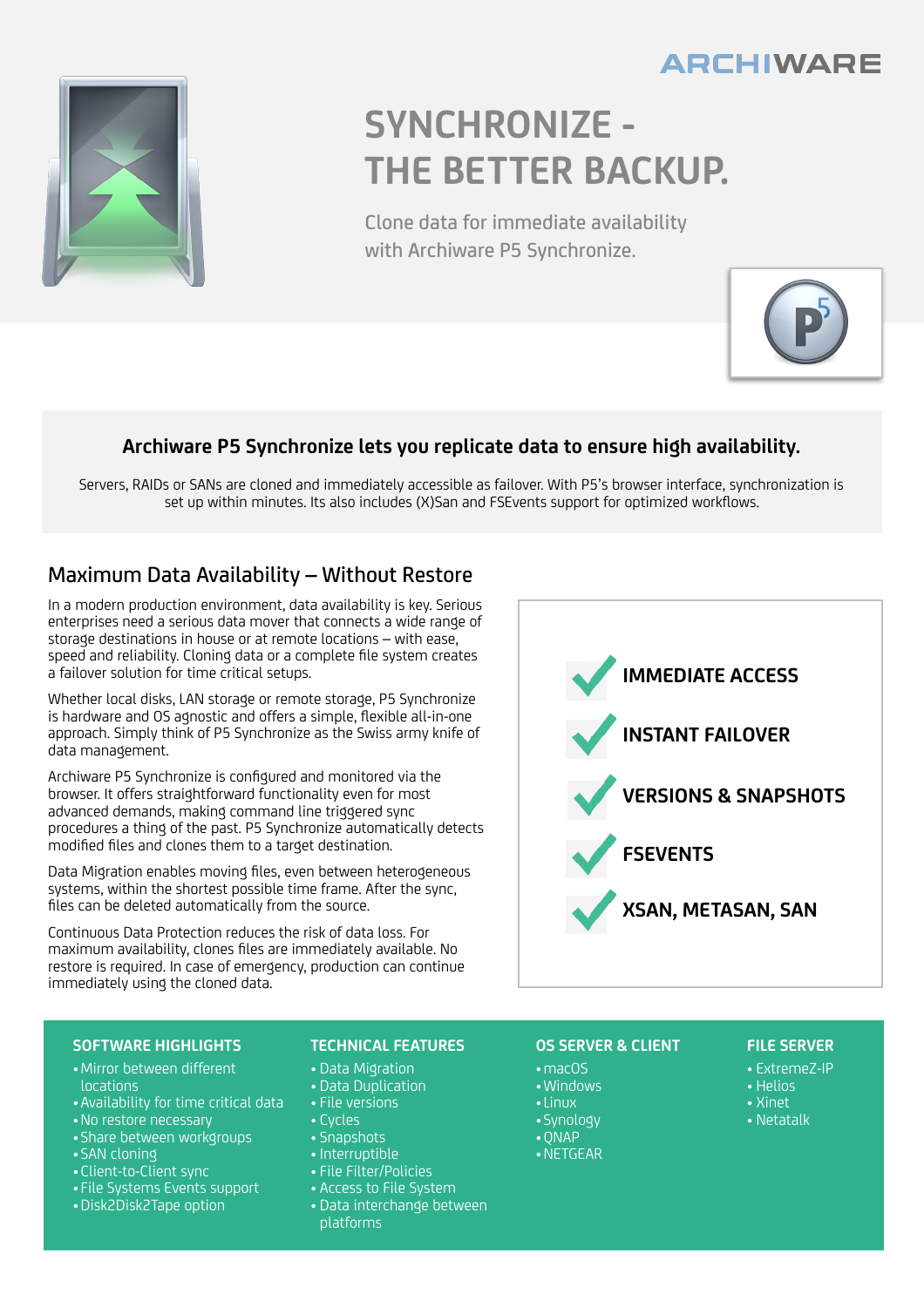ARCHIWARE

# SYNCHRONIZE - THE BETTER BACKUP.

Clone data for immediate availability with Archiware P5 Synchronize.

**Archiware P5 Synchronize lets you replicate data to ensure high availability.**

Servers, RAIDs or SANs are cloned and immediately accessible as failover. With P5's browser interface, synchronization is set up within minutes. Its also includes (X)San and FSEvents support for optimized workflows.

## Maximum Data Availability – Without Restore

In a modern production environment, data availability is key. Serious enterprises need a serious data mover that connects a wide range of storage destinations in house or at remote locations – with ease, speed and reliability. Cloning data or a complete file system creates a failover solution for time critical setups.

Whether local disks, LAN storage or remote storage, P5 Synchronize is hardware and OS agnostic and offers a simple, flexible all-in-one approach. Simply think of P5 Synchronize as the Swiss army knife of data management.

Archiware P5 Synchronize is configured and monitored via the browser. It offers straightforward functionality even for most advanced demands, making command line triggered sync procedures a thing of the past. P5 Synchronize automatically detects modified files and clones them to a target destination.

Data Migration enables moving files, even between heterogeneous systems, within the shortest possible time frame. After the sync, files can be deleted automatically from the source.

Continuous Data Protection reduces the risk of data loss. For maximum availability, clones files are immediately available. No restore is required. In case of emergency, production can continue immediately using the cloned data.

- ✔ IMMEDIATE ACCESS
- ✔ INSTANT FAILOVER
- ✔ VERSIONS & SNAPSHOTS
- ✔ FSEVENTS
- ✔ XSAN, METASAN, SAN

### SOFTWARE HIGHLIGHTS

- Mirror between different locations
- Availability for time critical data
- No restore necessary
- Share between workgroups
- SAN cloning
- Client-to-Client sync
- File Systems Events support
- Disk2Disk2Tape option

### TECHNICAL FEATURES

- Data Migration
- Data Duplication
- File versions
- Cycles
- Snapshots
- Interruptible
- File Filter/Policies
- Access to File System
- Data interchange between platforms

### OS SERVER & CLIENT

- macOS
- Windows
- Linux
- Synology
- QNAP
- NETGEAR

### FILE SERVER

- ExtremeZ-IP
- Helios
- Xinet
- Netatalk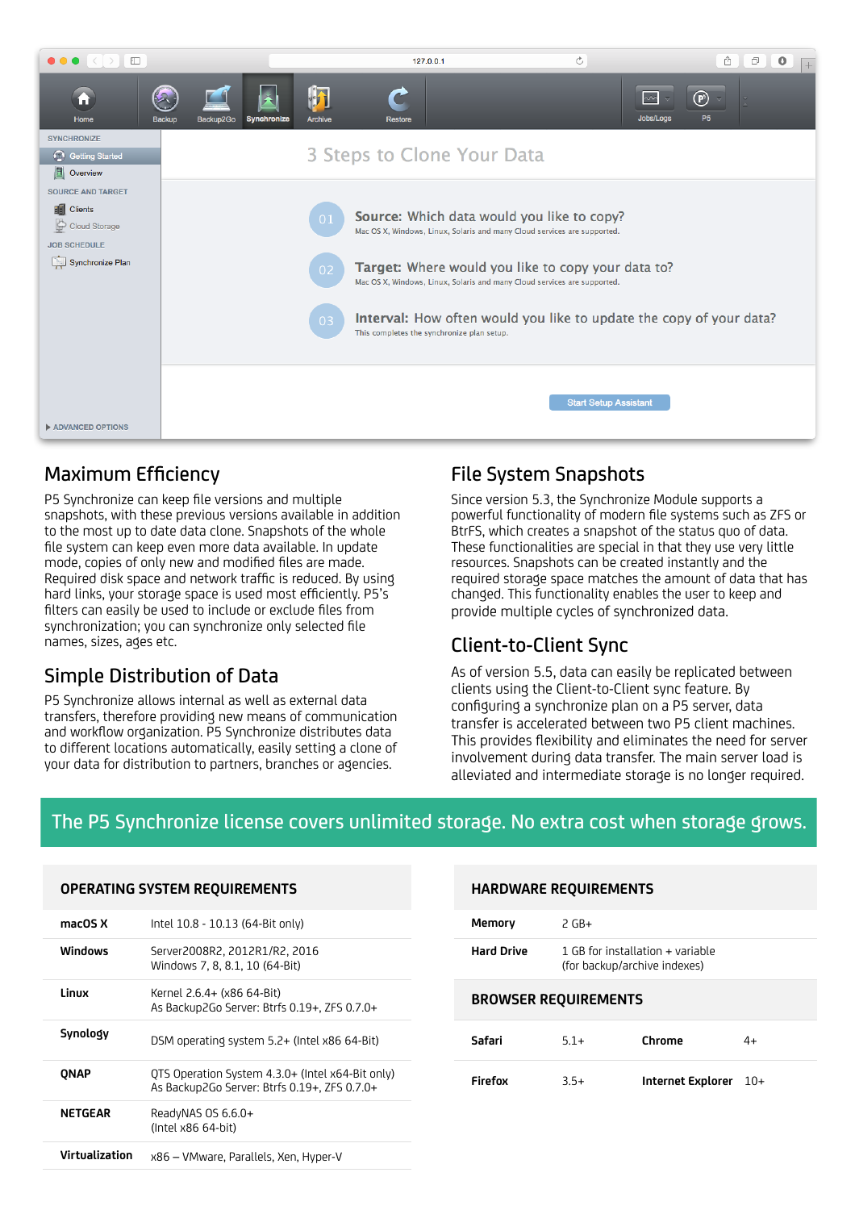## Maximum Efficiency

P5 Synchronize can keep file versions and multiple snapshots, with these previous versions available in addition to the most up to date data clone. Snapshots of the whole file system can keep even more data available. In update mode, copies of only new and modified files are made. Required disk space and network traffic is reduced. By using hard links, your storage space is used most efficiently. P5's filters can easily be used to include or exclude files from synchronization; you can synchronize only selected file names, sizes, ages etc.

## Simple Distribution of Data

P5 Synchronize allows internal as well as external data transfers, therefore providing new means of communication and workflow organization. P5 Synchronize distributes data to different locations automatically, easily setting a clone of your data for distribution to partners, branches or agencies.

## File System Snapshots

Since version 5.3, the Synchronize Module supports a powerful functionality of modern file systems such as ZFS or BtrFS, which creates a snapshot of the status quo of data. These functionalities are special in that they use very little resources. Snapshots can be created instantly and the required storage space matches the amount of data that has changed. This functionality enables the user to keep and provide multiple cycles of synchronized data.

## Client-to-Client Sync

As of version 5.5, data can easily be replicated between clients using the Client-to-Client sync feature. By configuring a synchronize plan on a P5 server, data transfer is accelerated between two P5 client machines. This provides flexibility and eliminates the need for server involvement during data transfer. The main server load is alleviated and intermediate storage is no longer required.

**The P5 Synchronize license covers unlimited storage. No extra cost when storage grows.**

### OPERATING SYSTEM REQUIREMENTS

| | |
|---|---|
| **macOS X** | Intel 10.8 - 10.13 (64-Bit only) |
| **Windows** | Server2008R2, 2012R1/R2, 2016<br>Windows 7, 8, 8.1, 10 (64-Bit) |
| **Linux** | Kernel 2.6.4+ (x86 64-Bit)<br>As Backup2Go Server: Btrfs 0.19+, ZFS 0.7.0+ |
| **Synology** | DSM operating system 5.2+ (Intel x86 64-Bit) |
| **QNAP** | QTS Operation System 4.3.0+ (Intel x64-Bit only)<br>As Backup2Go Server: Btrfs 0.19+, ZFS 0.7.0+ |
| **NETGEAR** | ReadyNAS OS 6.6.0+<br>(Intel x86 64-bit) |
| **Virtualization** | x86 – VMware, Parallels, Xen, Hyper-V |

### HARDWARE REQUIREMENTS

| | |
|---|---|
| **Memory** | 2 GB+ |
| **Hard Drive** | 1 GB for installation + variable<br>(for backup/archive indexes) |

### BROWSER REQUIREMENTS

| | | | |
|---|---|---|---|
| **Safari** | 5.1+ | **Chrome** | 4+ |
| **Firefox** | 3.5+ | **Internet Explorer** | 10+ |